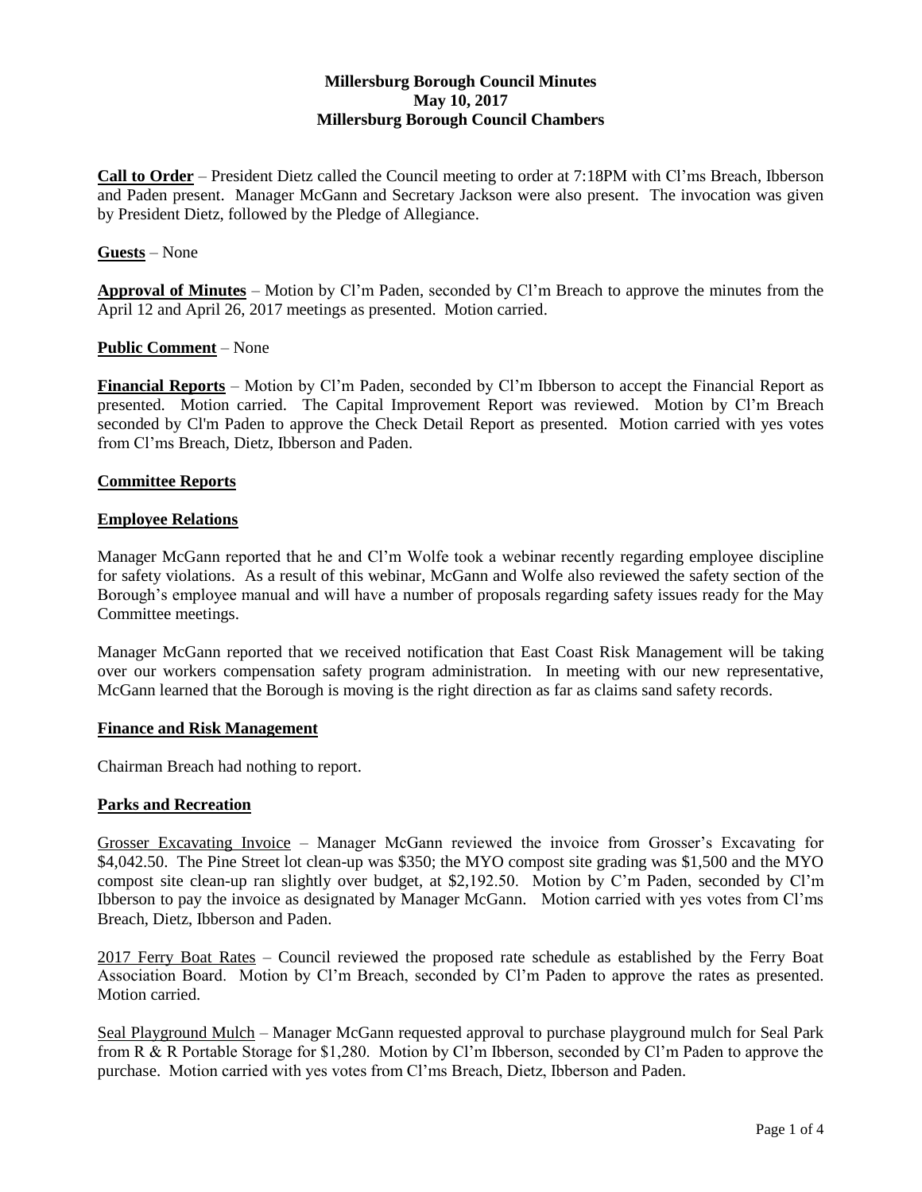**Millersburg Borough Council Minutes**
**May 10, 2017**
**Millersburg Borough Council Chambers**

**Call to Order** – President Dietz called the Council meeting to order at 7:18PM with Cl'ms Breach, Ibberson and Paden present. Manager McGann and Secretary Jackson were also present. The invocation was given by President Dietz, followed by the Pledge of Allegiance.

**Guests** – None

**Approval of Minutes** – Motion by Cl'm Paden, seconded by Cl'm Breach to approve the minutes from the April 12 and April 26, 2017 meetings as presented. Motion carried.

**Public Comment** – None

**Financial Reports** – Motion by Cl'm Paden, seconded by Cl'm Ibberson to accept the Financial Report as presented. Motion carried. The Capital Improvement Report was reviewed. Motion by Cl'm Breach seconded by Cl'm Paden to approve the Check Detail Report as presented. Motion carried with yes votes from Cl'ms Breach, Dietz, Ibberson and Paden.

**Committee Reports**

**Employee Relations**

Manager McGann reported that he and Cl'm Wolfe took a webinar recently regarding employee discipline for safety violations. As a result of this webinar, McGann and Wolfe also reviewed the safety section of the Borough's employee manual and will have a number of proposals regarding safety issues ready for the May Committee meetings.

Manager McGann reported that we received notification that East Coast Risk Management will be taking over our workers compensation safety program administration. In meeting with our new representative, McGann learned that the Borough is moving is the right direction as far as claims sand safety records.

**Finance and Risk Management**

Chairman Breach had nothing to report.

**Parks and Recreation**

Grosser Excavating Invoice – Manager McGann reviewed the invoice from Grosser's Excavating for $4,042.50. The Pine Street lot clean-up was $350; the MYO compost site grading was $1,500 and the MYO compost site clean-up ran slightly over budget, at $2,192.50. Motion by C'm Paden, seconded by Cl'm Ibberson to pay the invoice as designated by Manager McGann. Motion carried with yes votes from Cl'ms Breach, Dietz, Ibberson and Paden.

2017 Ferry Boat Rates – Council reviewed the proposed rate schedule as established by the Ferry Boat Association Board. Motion by Cl'm Breach, seconded by Cl'm Paden to approve the rates as presented. Motion carried.

Seal Playground Mulch – Manager McGann requested approval to purchase playground mulch for Seal Park from R & R Portable Storage for $1,280. Motion by Cl'm Ibberson, seconded by Cl'm Paden to approve the purchase. Motion carried with yes votes from Cl'ms Breach, Dietz, Ibberson and Paden.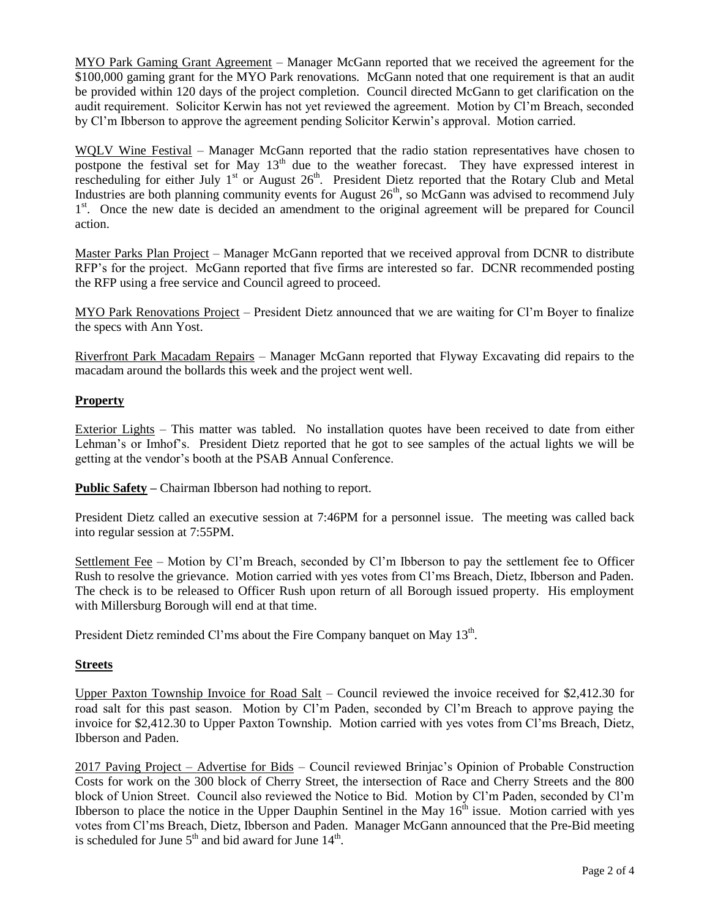MYO Park Gaming Grant Agreement – Manager McGann reported that we received the agreement for the $100,000 gaming grant for the MYO Park renovations. McGann noted that one requirement is that an audit be provided within 120 days of the project completion. Council directed McGann to get clarification on the audit requirement. Solicitor Kerwin has not yet reviewed the agreement. Motion by Cl'm Breach, seconded by Cl'm Ibberson to approve the agreement pending Solicitor Kerwin's approval. Motion carried.

WQLV Wine Festival – Manager McGann reported that the radio station representatives have chosen to postpone the festival set for May 13th due to the weather forecast. They have expressed interest in rescheduling for either July 1st or August 26th. President Dietz reported that the Rotary Club and Metal Industries are both planning community events for August 26th, so McGann was advised to recommend July 1st. Once the new date is decided an amendment to the original agreement will be prepared for Council action.

Master Parks Plan Project – Manager McGann reported that we received approval from DCNR to distribute RFP's for the project. McGann reported that five firms are interested so far. DCNR recommended posting the RFP using a free service and Council agreed to proceed.

MYO Park Renovations Project – President Dietz announced that we are waiting for Cl'm Boyer to finalize the specs with Ann Yost.

Riverfront Park Macadam Repairs – Manager McGann reported that Flyway Excavating did repairs to the macadam around the bollards this week and the project went well.

## Property

Exterior Lights – This matter was tabled. No installation quotes have been received to date from either Lehman's or Imhof's. President Dietz reported that he got to see samples of the actual lights we will be getting at the vendor's booth at the PSAB Annual Conference.

**Public Safety –** Chairman Ibberson had nothing to report.

President Dietz called an executive session at 7:46PM for a personnel issue. The meeting was called back into regular session at 7:55PM.

Settlement Fee – Motion by Cl'm Breach, seconded by Cl'm Ibberson to pay the settlement fee to Officer Rush to resolve the grievance. Motion carried with yes votes from Cl'ms Breach, Dietz, Ibberson and Paden. The check is to be released to Officer Rush upon return of all Borough issued property. His employment with Millersburg Borough will end at that time.

President Dietz reminded Cl'ms about the Fire Company banquet on May 13th.

## Streets

Upper Paxton Township Invoice for Road Salt – Council reviewed the invoice received for $2,412.30 for road salt for this past season. Motion by Cl'm Paden, seconded by Cl'm Breach to approve paying the invoice for $2,412.30 to Upper Paxton Township. Motion carried with yes votes from Cl'ms Breach, Dietz, Ibberson and Paden.

2017 Paving Project – Advertise for Bids – Council reviewed Brinjac's Opinion of Probable Construction Costs for work on the 300 block of Cherry Street, the intersection of Race and Cherry Streets and the 800 block of Union Street. Council also reviewed the Notice to Bid. Motion by Cl'm Paden, seconded by Cl'm Ibberson to place the notice in the Upper Dauphin Sentinel in the May 16th issue. Motion carried with yes votes from Cl'ms Breach, Dietz, Ibberson and Paden. Manager McGann announced that the Pre-Bid meeting is scheduled for June 5th and bid award for June 14th.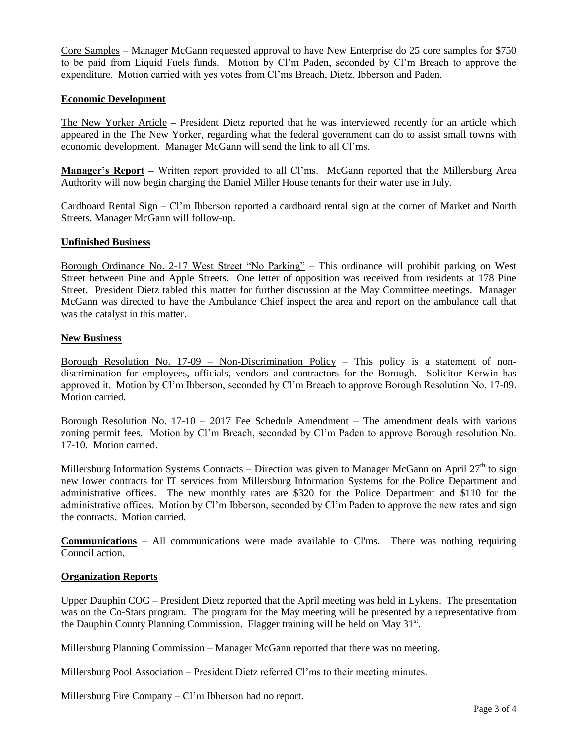Core Samples – Manager McGann requested approval to have New Enterprise do 25 core samples for $750 to be paid from Liquid Fuels funds. Motion by Cl'm Paden, seconded by Cl'm Breach to approve the expenditure. Motion carried with yes votes from Cl'ms Breach, Dietz, Ibberson and Paden.

**Economic Development**

The New Yorker Article – President Dietz reported that he was interviewed recently for an article which appeared in the The New Yorker, regarding what the federal government can do to assist small towns with economic development. Manager McGann will send the link to all Cl'ms.

**Manager's Report –** Written report provided to all Cl'ms. McGann reported that the Millersburg Area Authority will now begin charging the Daniel Miller House tenants for their water use in July.

Cardboard Rental Sign – Cl'm Ibberson reported a cardboard rental sign at the corner of Market and North Streets. Manager McGann will follow-up.

**Unfinished Business**

Borough Ordinance No. 2-17 West Street "No Parking" – This ordinance will prohibit parking on West Street between Pine and Apple Streets. One letter of opposition was received from residents at 178 Pine Street. President Dietz tabled this matter for further discussion at the May Committee meetings. Manager McGann was directed to have the Ambulance Chief inspect the area and report on the ambulance call that was the catalyst in this matter.

**New Business**

Borough Resolution No. 17-09 – Non-Discrimination Policy – This policy is a statement of non-discrimination for employees, officials, vendors and contractors for the Borough. Solicitor Kerwin has approved it. Motion by Cl'm Ibberson, seconded by Cl'm Breach to approve Borough Resolution No. 17-09. Motion carried.

Borough Resolution No. 17-10 – 2017 Fee Schedule Amendment – The amendment deals with various zoning permit fees. Motion by Cl'm Breach, seconded by Cl'm Paden to approve Borough resolution No. 17-10. Motion carried.

Millersburg Information Systems Contracts – Direction was given to Manager McGann on April 27th to sign new lower contracts for IT services from Millersburg Information Systems for the Police Department and administrative offices. The new monthly rates are $320 for the Police Department and $110 for the administrative offices. Motion by Cl'm Ibberson, seconded by Cl'm Paden to approve the new rates and sign the contracts. Motion carried.

**Communications** – All communications were made available to Cl'ms. There was nothing requiring Council action.

**Organization Reports**

Upper Dauphin COG – President Dietz reported that the April meeting was held in Lykens. The presentation was on the Co-Stars program. The program for the May meeting will be presented by a representative from the Dauphin County Planning Commission. Flagger training will be held on May 31st.

Millersburg Planning Commission – Manager McGann reported that there was no meeting.

Millersburg Pool Association – President Dietz referred Cl'ms to their meeting minutes.

Millersburg Fire Company – Cl'm Ibberson had no report.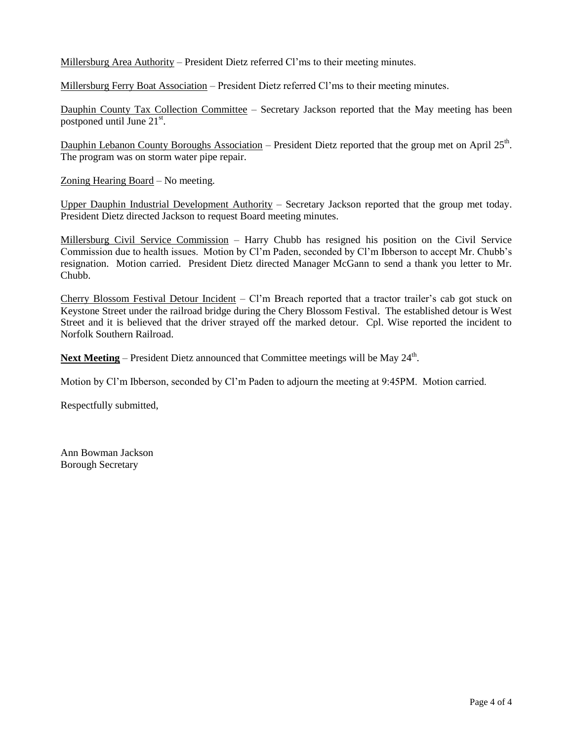Millersburg Area Authority – President Dietz referred Cl'ms to their meeting minutes.

Millersburg Ferry Boat Association – President Dietz referred Cl'ms to their meeting minutes.

Dauphin County Tax Collection Committee – Secretary Jackson reported that the May meeting has been postponed until June 21st.

Dauphin Lebanon County Boroughs Association – President Dietz reported that the group met on April 25th. The program was on storm water pipe repair.

Zoning Hearing Board – No meeting.

Upper Dauphin Industrial Development Authority – Secretary Jackson reported that the group met today. President Dietz directed Jackson to request Board meeting minutes.

Millersburg Civil Service Commission – Harry Chubb has resigned his position on the Civil Service Commission due to health issues. Motion by Cl'm Paden, seconded by Cl'm Ibberson to accept Mr. Chubb's resignation. Motion carried. President Dietz directed Manager McGann to send a thank you letter to Mr. Chubb.

Cherry Blossom Festival Detour Incident – Cl'm Breach reported that a tractor trailer's cab got stuck on Keystone Street under the railroad bridge during the Chery Blossom Festival. The established detour is West Street and it is believed that the driver strayed off the marked detour. Cpl. Wise reported the incident to Norfolk Southern Railroad.

**Next Meeting** – President Dietz announced that Committee meetings will be May 24th.

Motion by Cl'm Ibberson, seconded by Cl'm Paden to adjourn the meeting at 9:45PM. Motion carried.

Respectfully submitted,

Ann Bowman Jackson
Borough Secretary